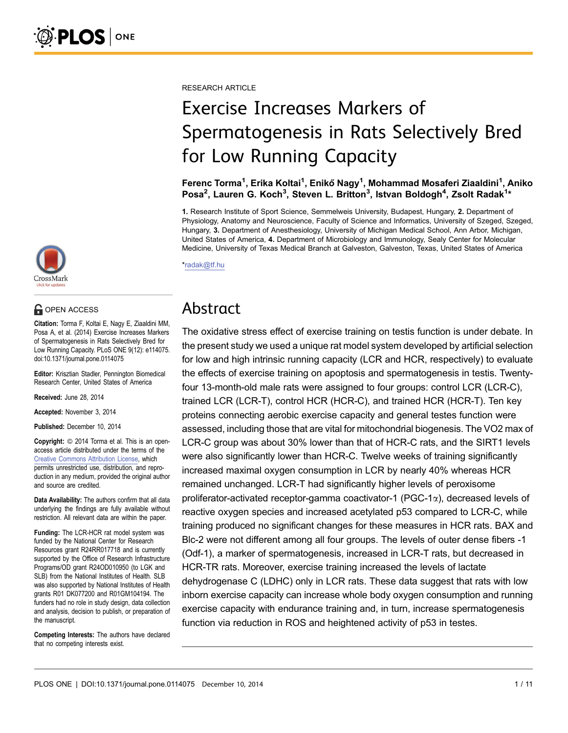RESEARCH ARTICLE

# Exercise Increases Markers of Spermatogenesis in Rats Selectively Bred for Low Running Capacity

**Ferenc Torma[1], Erika Koltai[1], Enikő Nagy[1], Mohammad Mosaferi Ziaaldini[1], Aniko Posa[2], Lauren G. Koch[3], Steven L. Britton[3], Istvan Boldogh[4], Zsolt Radak[1]***

1. Research Institute of Sport Science, Semmelweis University, Budapest, Hungary, 2. Department of Physiology, Anatomy and Neuroscience, Faculty of Science and Informatics, University of Szeged, Szeged, Hungary, 3. Department of Anesthesiology, University of Michigan Medical School, Ann Arbor, Michigan, United States of America, 4. Department of Microbiology and Immunology, Sealy Center for Molecular Medicine, University of Texas Medical Branch at Galveston, Galveston, Texas, United States of America

*radak@tf.hu

OPEN ACCESS

**Citation:** Torma F, Koltai E, Nagy E, Ziaaldini MM, Posa A, et al. (2014) Exercise Increases Markers of Spermatogenesis in Rats Selectively Bred for Low Running Capacity. PLoS ONE 9(12): e114075. doi:10.1371/journal.pone.0114075

**Editor:** Krisztian Stadler, Pennington Biomedical Research Center, United States of America

**Received:** June 28, 2014

**Accepted:** November 3, 2014

**Published:** December 10, 2014

**Copyright:** © 2014 Torma et al. This is an open-access article distributed under the terms of the Creative Commons Attribution License, which permits unrestricted use, distribution, and reproduction in any medium, provided the original author and source are credited.

**Data Availability:** The authors confirm that all data underlying the findings are fully available without restriction. All relevant data are within the paper.

**Funding:** The LCR-HCR rat model system was funded by the National Center for Research Resources grant R24RR017718 and is currently supported by the Office of Research Infrastructure Programs/OD grant R24OD010950 (to LGK and SLB) from the National Institutes of Health. SLB was also supported by National Institutes of Health grants R01 DK077200 and R01GM104194. The funders had no role in study design, data collection and analysis, decision to publish, or preparation of the manuscript.

**Competing Interests:** The authors have declared that no competing interests exist.

## Abstract

The oxidative stress effect of exercise training on testis function is under debate. In the present study we used a unique rat model system developed by artificial selection for low and high intrinsic running capacity (LCR and HCR, respectively) to evaluate the effects of exercise training on apoptosis and spermatogenesis in testis. Twenty-four 13-month-old male rats were assigned to four groups: control LCR (LCR-C), trained LCR (LCR-T), control HCR (HCR-C), and trained HCR (HCR-T). Ten key proteins connecting aerobic exercise capacity and general testes function were assessed, including those that are vital for mitochondrial biogenesis. The VO2 max of LCR-C group was about 30% lower than that of HCR-C rats, and the SIRT1 levels were also significantly lower than HCR-C. Twelve weeks of training significantly increased maximal oxygen consumption in LCR by nearly 40% whereas HCR remained unchanged. LCR-T had significantly higher levels of peroxisome proliferator-activated receptor-gamma coactivator-1 (PGC-1$\alpha$), decreased levels of reactive oxygen species and increased acetylated p53 compared to LCR-C, while training produced no significant changes for these measures in HCR rats. BAX and Blc-2 were not different among all four groups. The levels of outer dense fibers -1 (Odf-1), a marker of spermatogenesis, increased in LCR-T rats, but decreased in HCR-TR rats. Moreover, exercise training increased the levels of lactate dehydrogenase C (LDHC) only in LCR rats. These data suggest that rats with low inborn exercise capacity can increase whole body oxygen consumption and running exercise capacity with endurance training and, in turn, increase spermatogenesis function via reduction in ROS and heightened activity of p53 in testes.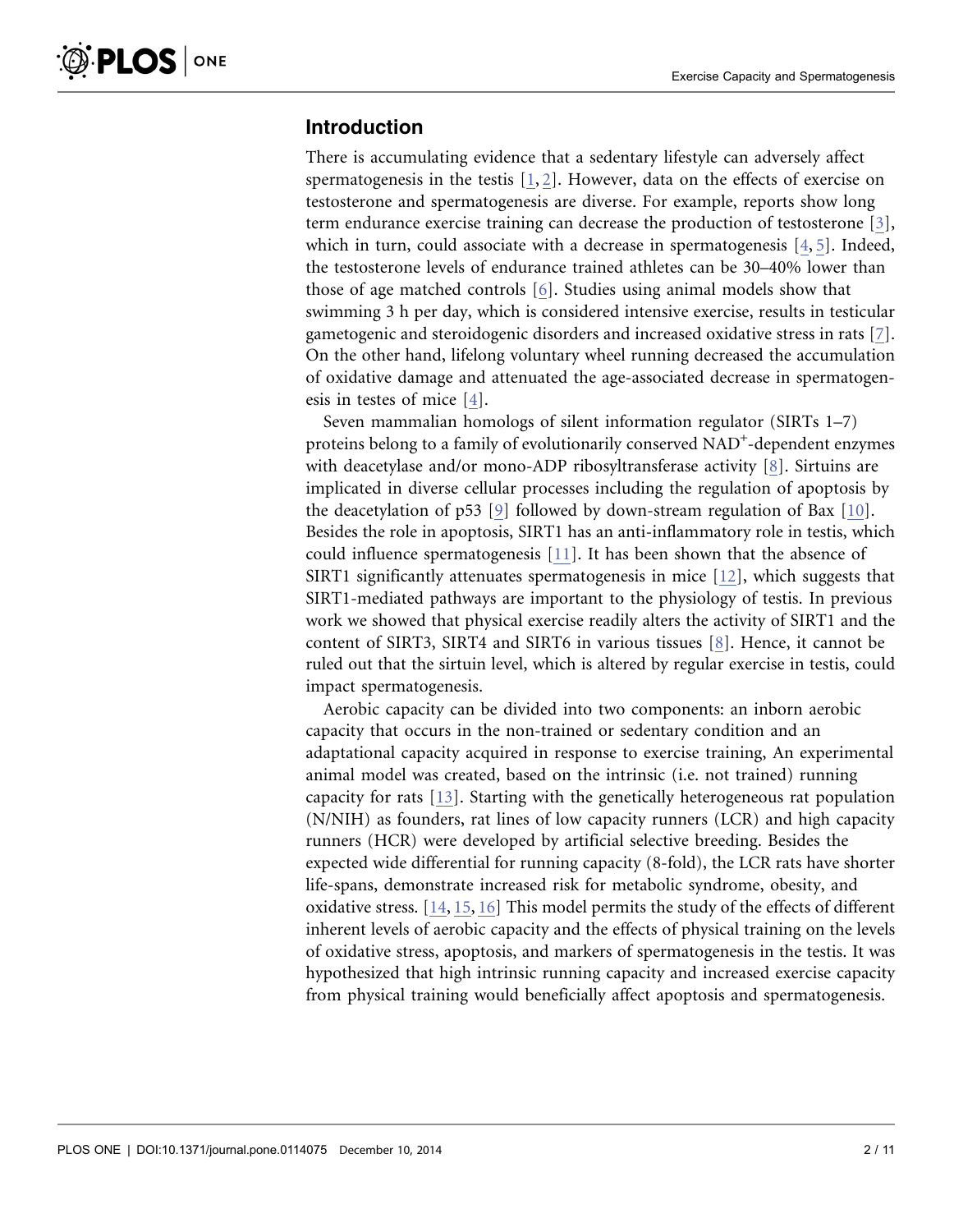## Introduction

There is accumulating evidence that a sedentary lifestyle can adversely affect spermatogenesis in the testis [1, 2]. However, data on the effects of exercise on testosterone and spermatogenesis are diverse. For example, reports show long term endurance exercise training can decrease the production of testosterone [3], which in turn, could associate with a decrease in spermatogenesis [4, 5]. Indeed, the testosterone levels of endurance trained athletes can be 30–40% lower than those of age matched controls [6]. Studies using animal models show that swimming 3 h per day, which is considered intensive exercise, results in testicular gametogenic and steroidogenic disorders and increased oxidative stress in rats [7]. On the other hand, lifelong voluntary wheel running decreased the accumulation of oxidative damage and attenuated the age-associated decrease in spermatogenesis in testes of mice [4].

Seven mammalian homologs of silent information regulator (SIRTs 1–7) proteins belong to a family of evolutionarily conserved $NAD^+$-dependent enzymes with deacetylase and/or mono-ADP ribosyltransferase activity [8]. Sirtuins are implicated in diverse cellular processes including the regulation of apoptosis by the deacetylation of p53 [9] followed by down-stream regulation of Bax [10]. Besides the role in apoptosis, SIRT1 has an anti-inflammatory role in testis, which could influence spermatogenesis [11]. It has been shown that the absence of SIRT1 significantly attenuates spermatogenesis in mice [12], which suggests that SIRT1-mediated pathways are important to the physiology of testis. In previous work we showed that physical exercise readily alters the activity of SIRT1 and the content of SIRT3, SIRT4 and SIRT6 in various tissues [8]. Hence, it cannot be ruled out that the sirtuin level, which is altered by regular exercise in testis, could impact spermatogenesis.

Aerobic capacity can be divided into two components: an inborn aerobic capacity that occurs in the non-trained or sedentary condition and an adaptational capacity acquired in response to exercise training, An experimental animal model was created, based on the intrinsic (i.e. not trained) running capacity for rats [13]. Starting with the genetically heterogeneous rat population (N/NIH) as founders, rat lines of low capacity runners (LCR) and high capacity runners (HCR) were developed by artificial selective breeding. Besides the expected wide differential for running capacity (8-fold), the LCR rats have shorter life-spans, demonstrate increased risk for metabolic syndrome, obesity, and oxidative stress. [14, 15, 16] This model permits the study of the effects of different inherent levels of aerobic capacity and the effects of physical training on the levels of oxidative stress, apoptosis, and markers of spermatogenesis in the testis. It was hypothesized that high intrinsic running capacity and increased exercise capacity from physical training would beneficially affect apoptosis and spermatogenesis.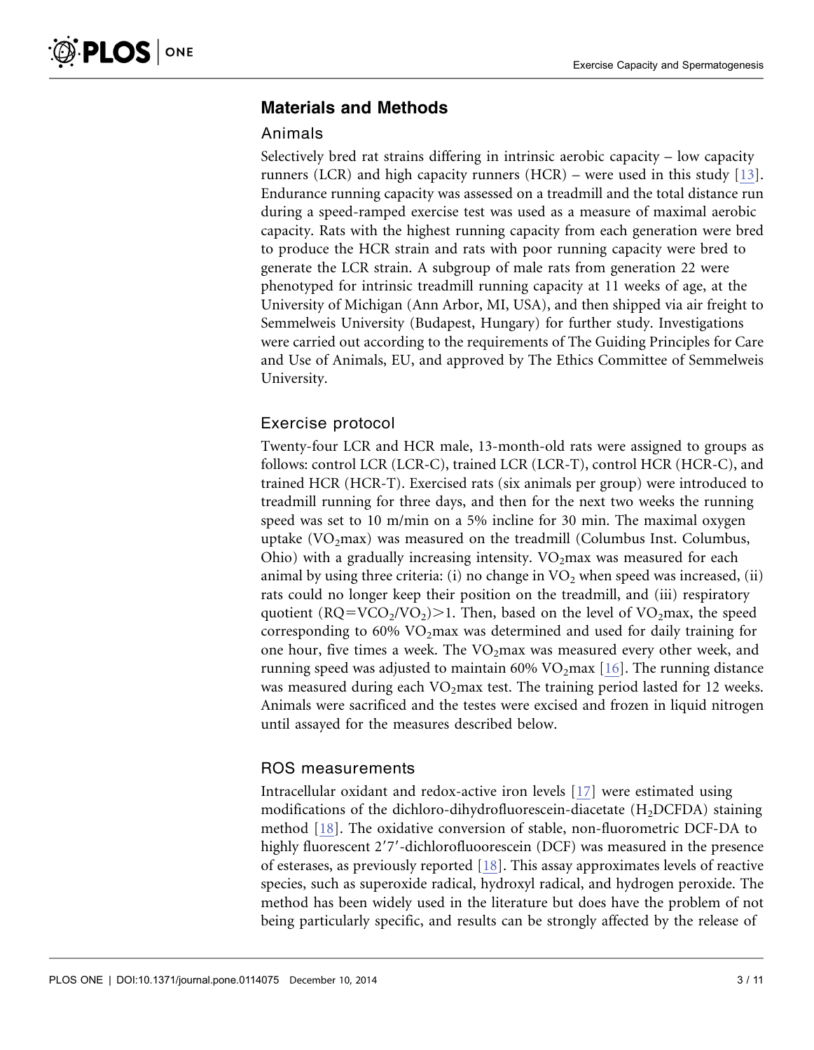## Materials and Methods

### Animals

Selectively bred rat strains differing in intrinsic aerobic capacity – low capacity runners (LCR) and high capacity runners (HCR) – were used in this study [13]. Endurance running capacity was assessed on a treadmill and the total distance run during a speed-ramped exercise test was used as a measure of maximal aerobic capacity. Rats with the highest running capacity from each generation were bred to produce the HCR strain and rats with poor running capacity were bred to generate the LCR strain. A subgroup of male rats from generation 22 were phenotyped for intrinsic treadmill running capacity at 11 weeks of age, at the University of Michigan (Ann Arbor, MI, USA), and then shipped via air freight to Semmelweis University (Budapest, Hungary) for further study. Investigations were carried out according to the requirements of The Guiding Principles for Care and Use of Animals, EU, and approved by The Ethics Committee of Semmelweis University.

### Exercise protocol

Twenty-four LCR and HCR male, 13-month-old rats were assigned to groups as follows: control LCR (LCR-C), trained LCR (LCR-T), control HCR (HCR-C), and trained HCR (HCR-T). Exercised rats (six animals per group) were introduced to treadmill running for three days, and then for the next two weeks the running speed was set to 10 m/min on a 5% incline for 30 min. The maximal oxygen uptake ($VO_2$max) was measured on the treadmill (Columbus Inst. Columbus, Ohio) with a gradually increasing intensity. $VO_2$max was measured for each animal by using three criteria: (i) no change in $VO_2$ when speed was increased, (ii) rats could no longer keep their position on the treadmill, and (iii) respiratory quotient ($RQ = VCO_2/VO_2$) $>1$. Then, based on the level of $VO_2$max, the speed corresponding to 60% $VO_2$max was determined and used for daily training for one hour, five times a week. The $VO_2$max was measured every other week, and running speed was adjusted to maintain 60% $VO_2$max [16]. The running distance was measured during each $VO_2$max test. The training period lasted for 12 weeks. Animals were sacrificed and the testes were excised and frozen in liquid nitrogen until assayed for the measures described below.

### ROS measurements

Intracellular oxidant and redox-active iron levels [17] were estimated using modifications of the dichloro-dihydrofluorescein-diacetate ($H_2$DCFDA) staining method [18]. The oxidative conversion of stable, non-fluorometric DCF-DA to highly fluorescent 2′7′-dichlorofluoorescein (DCF) was measured in the presence of esterases, as previously reported [18]. This assay approximates levels of reactive species, such as superoxide radical, hydroxyl radical, and hydrogen peroxide. The method has been widely used in the literature but does have the problem of not being particularly specific, and results can be strongly affected by the release of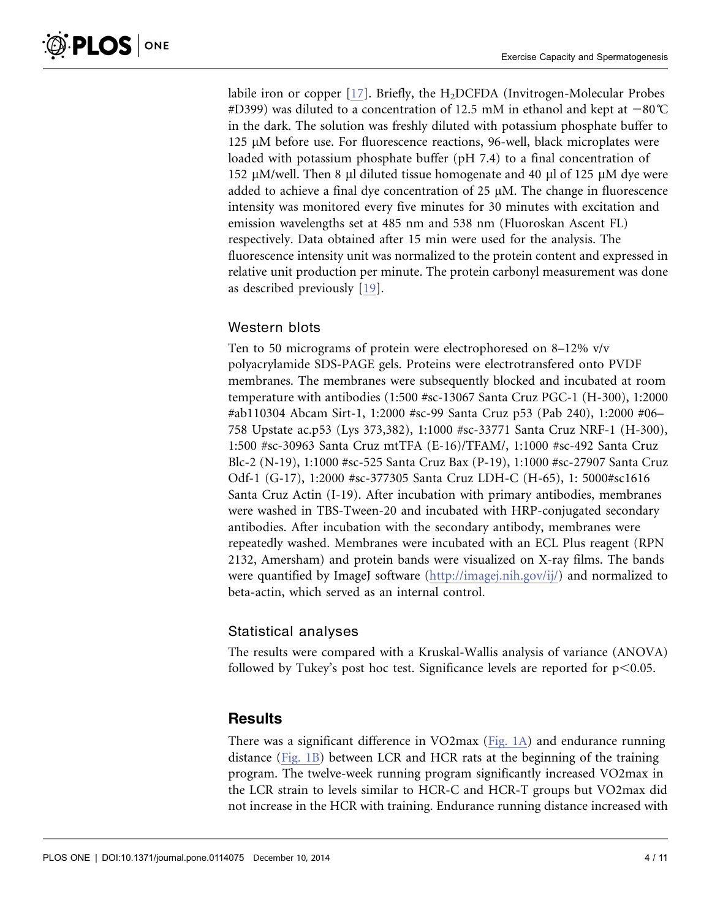labile iron or copper [17]. Briefly, the $H_2DCFDA$ (Invitrogen-Molecular Probes #D399) was diluted to a concentration of 12.5 mM in ethanol and kept at −80℃ in the dark. The solution was freshly diluted with potassium phosphate buffer to 125 µM before use. For fluorescence reactions, 96-well, black microplates were loaded with potassium phosphate buffer (pH 7.4) to a final concentration of 152 µM/well. Then 8 µl diluted tissue homogenate and 40 µl of 125 µM dye were added to achieve a final dye concentration of 25 µM. The change in fluorescence intensity was monitored every five minutes for 30 minutes with excitation and emission wavelengths set at 485 nm and 538 nm (Fluoroskan Ascent FL) respectively. Data obtained after 15 min were used for the analysis. The fluorescence intensity unit was normalized to the protein content and expressed in relative unit production per minute. The protein carbonyl measurement was done as described previously [19].

### Western blots

Ten to 50 micrograms of protein were electrophoresed on 8–12% v/v polyacrylamide SDS-PAGE gels. Proteins were electrotransfered onto PVDF membranes. The membranes were subsequently blocked and incubated at room temperature with antibodies (1:500 #sc-13067 Santa Cruz PGC-1 (H-300), 1:2000 #ab110304 Abcam Sirt-1, 1:2000 #sc-99 Santa Cruz p53 (Pab 240), 1:2000 #06–758 Upstate ac.p53 (Lys 373,382), 1:1000 #sc-33771 Santa Cruz NRF-1 (H-300), 1:500 #sc-30963 Santa Cruz mtTFA (E-16)/TFAM/, 1:1000 #sc-492 Santa Cruz Blc-2 (N-19), 1:1000 #sc-525 Santa Cruz Bax (P-19), 1:1000 #sc-27907 Santa Cruz Odf-1 (G-17), 1:2000 #sc-377305 Santa Cruz LDH-C (H-65), 1: 5000#sc1616 Santa Cruz Actin (I-19). After incubation with primary antibodies, membranes were washed in TBS-Tween-20 and incubated with HRP-conjugated secondary antibodies. After incubation with the secondary antibody, membranes were repeatedly washed. Membranes were incubated with an ECL Plus reagent (RPN 2132, Amersham) and protein bands were visualized on X-ray films. The bands were quantified by ImageJ software (http://imagej.nih.gov/ij/) and normalized to beta-actin, which served as an internal control.

### Statistical analyses

The results were compared with a Kruskal-Wallis analysis of variance (ANOVA) followed by Tukey's post hoc test. Significance levels are reported for $p<0.05$.

## Results

There was a significant difference in VO2max (Fig. 1A) and endurance running distance (Fig. 1B) between LCR and HCR rats at the beginning of the training program. The twelve-week running program significantly increased VO2max in the LCR strain to levels similar to HCR-C and HCR-T groups but VO2max did not increase in the HCR with training. Endurance running distance increased with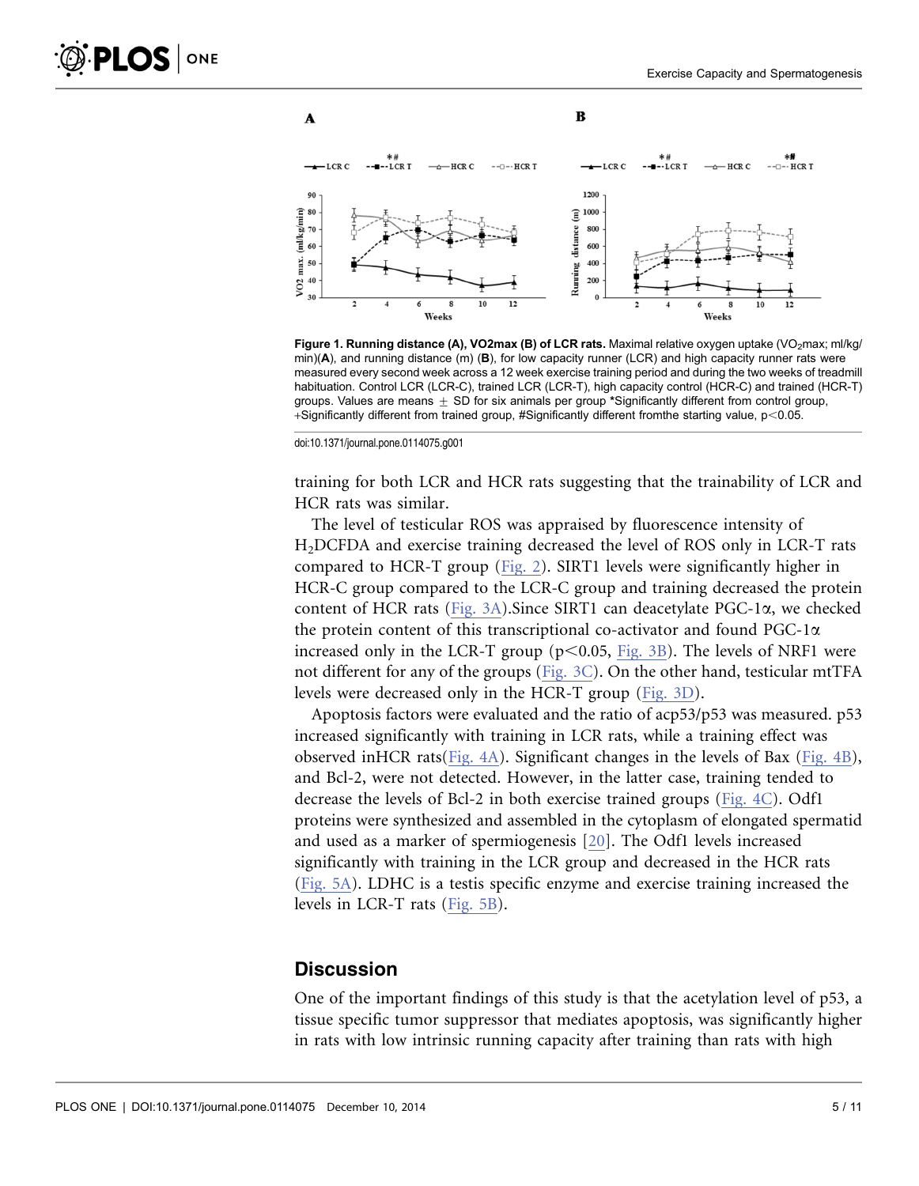Figure 1. Running distance (A), VO2max (B) of LCR rats. Maximal relative oxygen uptake ($VO_2$max; ml/kg/min)(**A**), and running distance (m) (**B**), for low capacity runner (LCR) and high capacity runner rats were measured every second week across a 12 week exercise training period and during the two weeks of treadmill habituation. Control LCR (LCR-C), trained LCR (LCR-T), high capacity control (HCR-C) and trained (HCR-T) groups. Values are means ± SD for six animals per group *Significantly different from control group, +Significantly different from trained group, #Significantly different fromthe starting value, $p<0.05$.

doi:10.1371/journal.pone.0114075.g001

training for both LCR and HCR rats suggesting that the trainability of LCR and HCR rats was similar.

The level of testicular ROS was appraised by fluorescence intensity of $H_2$DCFDA and exercise training decreased the level of ROS only in LCR-T rats compared to HCR-T group (Fig. 2). SIRT1 levels were significantly higher in HCR-C group compared to the LCR-C group and training decreased the protein content of HCR rats (Fig. 3A).Since SIRT1 can deacetylate PGC-1α, we checked the protein content of this transcriptional co-activator and found PGC-1α increased only in the LCR-T group ($p<0.05$, Fig. 3B). The levels of NRF1 were not different for any of the groups (Fig. 3C). On the other hand, testicular mtTFA levels were decreased only in the HCR-T group (Fig. 3D).

Apoptosis factors were evaluated and the ratio of acp53/p53 was measured. p53 increased significantly with training in LCR rats, while a training effect was observed inHCR rats(Fig. 4A). Significant changes in the levels of Bax (Fig. 4B), and Bcl-2, were not detected. However, in the latter case, training tended to decrease the levels of Bcl-2 in both exercise trained groups (Fig. 4C). Odf1 proteins were synthesized and assembled in the cytoplasm of elongated spermatid and used as a marker of spermiogenesis [20]. The Odf1 levels increased significantly with training in the LCR group and decreased in the HCR rats (Fig. 5A). LDHC is a testis specific enzyme and exercise training increased the levels in LCR-T rats (Fig. 5B).

## Discussion

One of the important findings of this study is that the acetylation level of p53, a tissue specific tumor suppressor that mediates apoptosis, was significantly higher in rats with low intrinsic running capacity after training than rats with high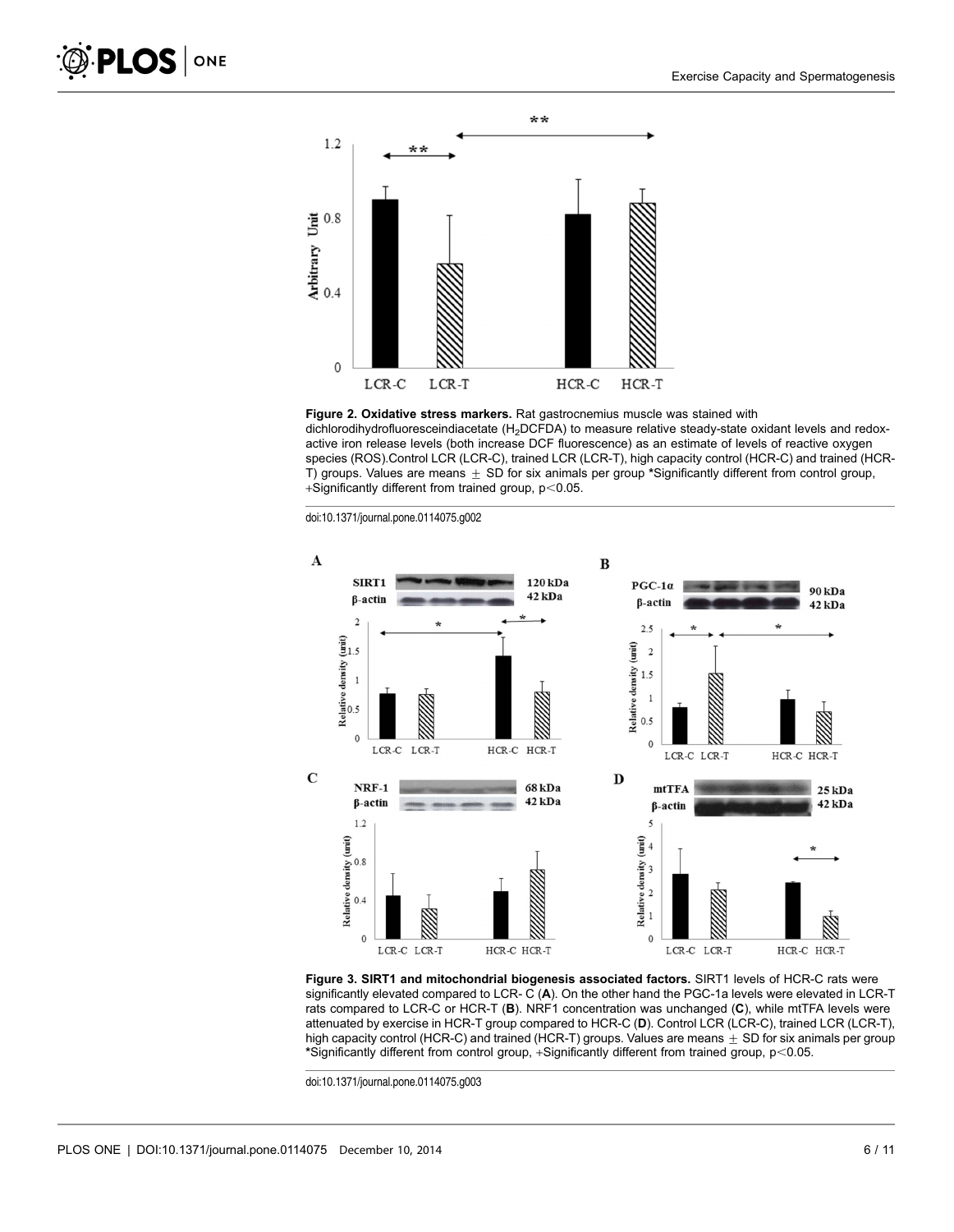**Figure 2. Oxidative stress markers.** Rat gastrocnemius muscle was stained with dichlorodihydrofluoresceindiacetate ($H_2$DCFDA) to measure relative steady-state oxidant levels and redox-active iron release levels (both increase DCF fluorescence) as an estimate of levels of reactive oxygen species (ROS).Control LCR (LCR-C), trained LCR (LCR-T), high capacity control (HCR-C) and trained (HCR-T) groups. Values are means ± SD for six animals per group *Significantly different from control group, +Significantly different from trained group, $p<0.05$.

doi:10.1371/journal.pone.0114075.g002

**Figure 3. SIRT1 and mitochondrial biogenesis associated factors.** SIRT1 levels of HCR-C rats were significantly elevated compared to LCR- C (**A**). On the other hand the PGC-1a levels were elevated in LCR-T rats compared to LCR-C or HCR-T (**B**). NRF1 concentration was unchanged (**C**), while mtTFA levels were attenuated by exercise in HCR-T group compared to HCR-C (**D**). Control LCR (LCR-C), trained LCR (LCR-T), high capacity control (HCR-C) and trained (HCR-T) groups. Values are means ± SD for six animals per group *Significantly different from control group, +Significantly different from trained group, $p<0.05$.

doi:10.1371/journal.pone.0114075.g003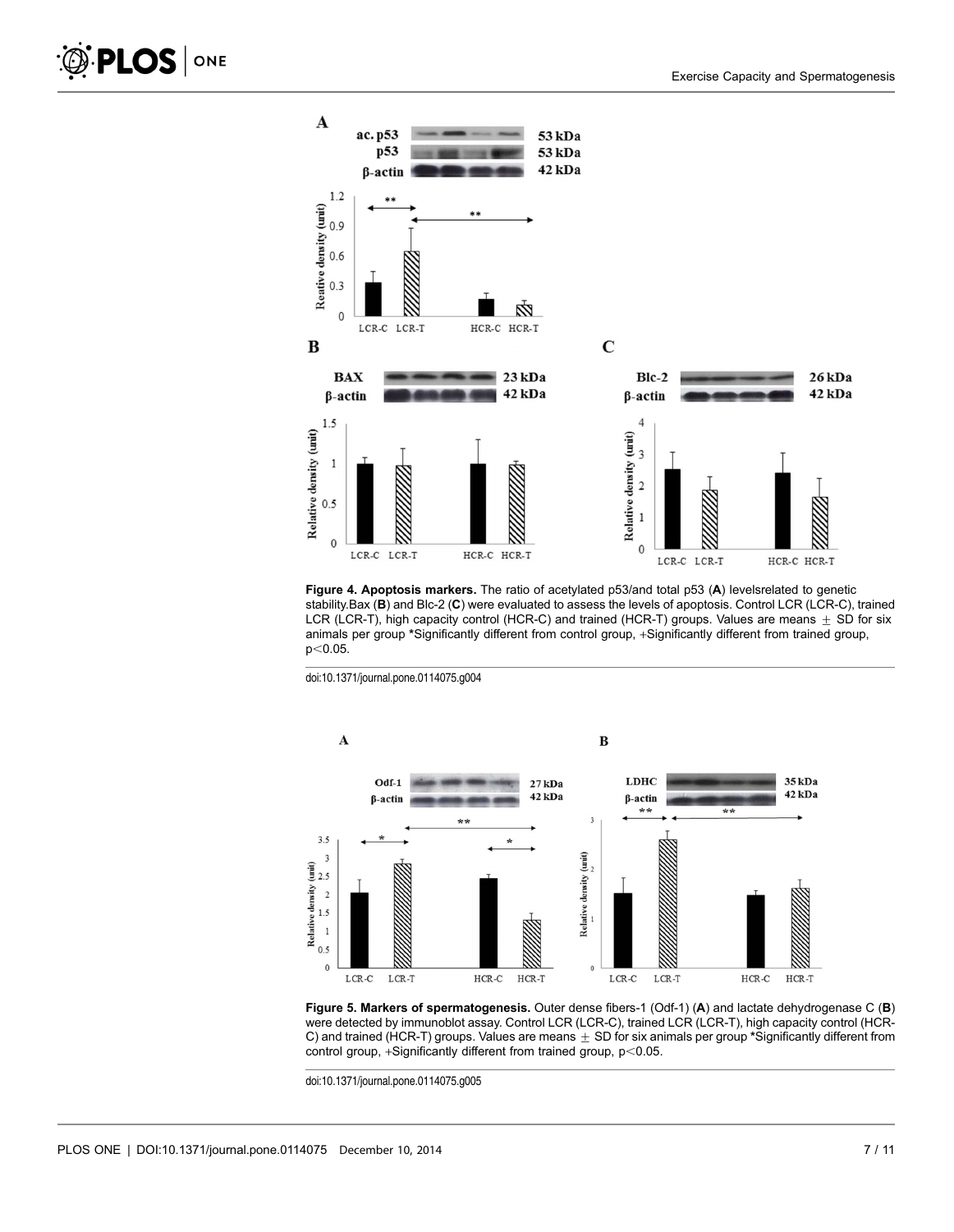**Figure 4. Apoptosis markers.** The ratio of acetylated p53/and total p53 (**A**) levelsrelated to genetic stability.Bax (**B**) and Blc-2 (**C**) were evaluated to assess the levels of apoptosis. Control LCR (LCR-C), trained LCR (LCR-T), high capacity control (HCR-C) and trained (HCR-T) groups. Values are means $\pm$ SD for six animals per group *Significantly different from control group, +Significantly different from trained group, $p<0.05$.

doi:10.1371/journal.pone.0114075.g004

**Figure 5. Markers of spermatogenesis.** Outer dense fibers-1 (Odf-1) (**A**) and lactate dehydrogenase C (**B**) were detected by immunoblot assay. Control LCR (LCR-C), trained LCR (LCR-T), high capacity control (HCR-C) and trained (HCR-T) groups. Values are means $\pm$ SD for six animals per group *Significantly different from control group, +Significantly different from trained group, $p<0.05$.

doi:10.1371/journal.pone.0114075.g005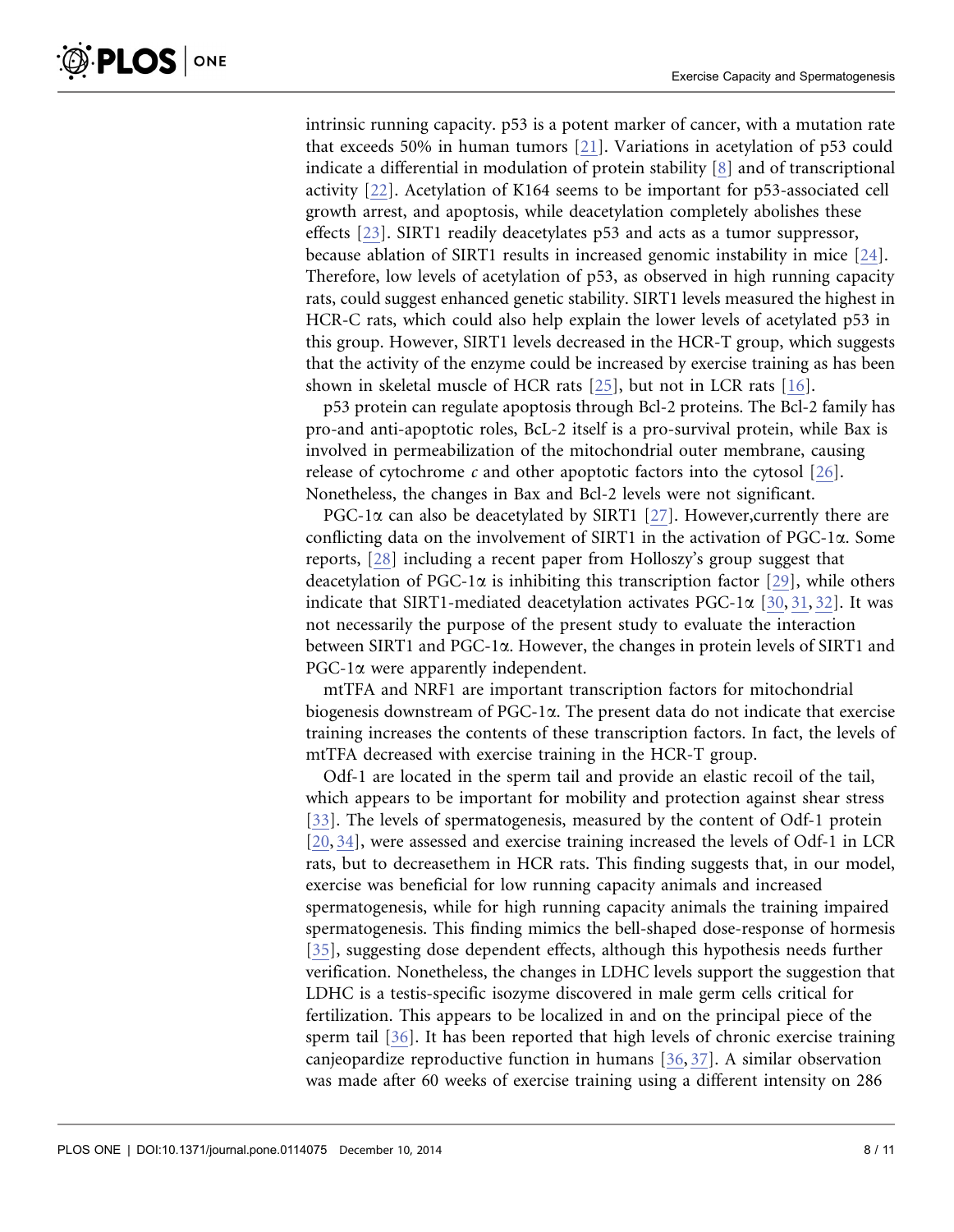intrinsic running capacity. p53 is a potent marker of cancer, with a mutation rate that exceeds 50% in human tumors [21]. Variations in acetylation of p53 could indicate a differential in modulation of protein stability [8] and of transcriptional activity [22]. Acetylation of K164 seems to be important for p53-associated cell growth arrest, and apoptosis, while deacetylation completely abolishes these effects [23]. SIRT1 readily deacetylates p53 and acts as a tumor suppressor, because ablation of SIRT1 results in increased genomic instability in mice [24]. Therefore, low levels of acetylation of p53, as observed in high running capacity rats, could suggest enhanced genetic stability. SIRT1 levels measured the highest in HCR-C rats, which could also help explain the lower levels of acetylated p53 in this group. However, SIRT1 levels decreased in the HCR-T group, which suggests that the activity of the enzyme could be increased by exercise training as has been shown in skeletal muscle of HCR rats [25], but not in LCR rats [16].

p53 protein can regulate apoptosis through Bcl-2 proteins. The Bcl-2 family has pro-and anti-apoptotic roles, BcL-2 itself is a pro-survival protein, while Bax is involved in permeabilization of the mitochondrial outer membrane, causing release of cytochrome *c* and other apoptotic factors into the cytosol [26]. Nonetheless, the changes in Bax and Bcl-2 levels were not significant.

PGC-1$\alpha$ can also be deacetylated by SIRT1 [27]. However,currently there are conflicting data on the involvement of SIRT1 in the activation of PGC-1$\alpha$. Some reports, [28] including a recent paper from Holloszy's group suggest that deacetylation of PGC-1$\alpha$ is inhibiting this transcription factor [29], while others indicate that SIRT1-mediated deacetylation activates PGC-1$\alpha$ [30, 31, 32]. It was not necessarily the purpose of the present study to evaluate the interaction between SIRT1 and PGC-1$\alpha$. However, the changes in protein levels of SIRT1 and PGC-1$\alpha$ were apparently independent.

mtTFA and NRF1 are important transcription factors for mitochondrial biogenesis downstream of PGC-1$\alpha$. The present data do not indicate that exercise training increases the contents of these transcription factors. In fact, the levels of mtTFA decreased with exercise training in the HCR-T group.

Odf-1 are located in the sperm tail and provide an elastic recoil of the tail, which appears to be important for mobility and protection against shear stress [33]. The levels of spermatogenesis, measured by the content of Odf-1 protein [20, 34], were assessed and exercise training increased the levels of Odf-1 in LCR rats, but to decreasethem in HCR rats. This finding suggests that, in our model, exercise was beneficial for low running capacity animals and increased spermatogenesis, while for high running capacity animals the training impaired spermatogenesis. This finding mimics the bell-shaped dose-response of hormesis [35], suggesting dose dependent effects, although this hypothesis needs further verification. Nonetheless, the changes in LDHC levels support the suggestion that LDHC is a testis-specific isozyme discovered in male germ cells critical for fertilization. This appears to be localized in and on the principal piece of the sperm tail [36]. It has been reported that high levels of chronic exercise training canjeopardize reproductive function in humans [36, 37]. A similar observation was made after 60 weeks of exercise training using a different intensity on 286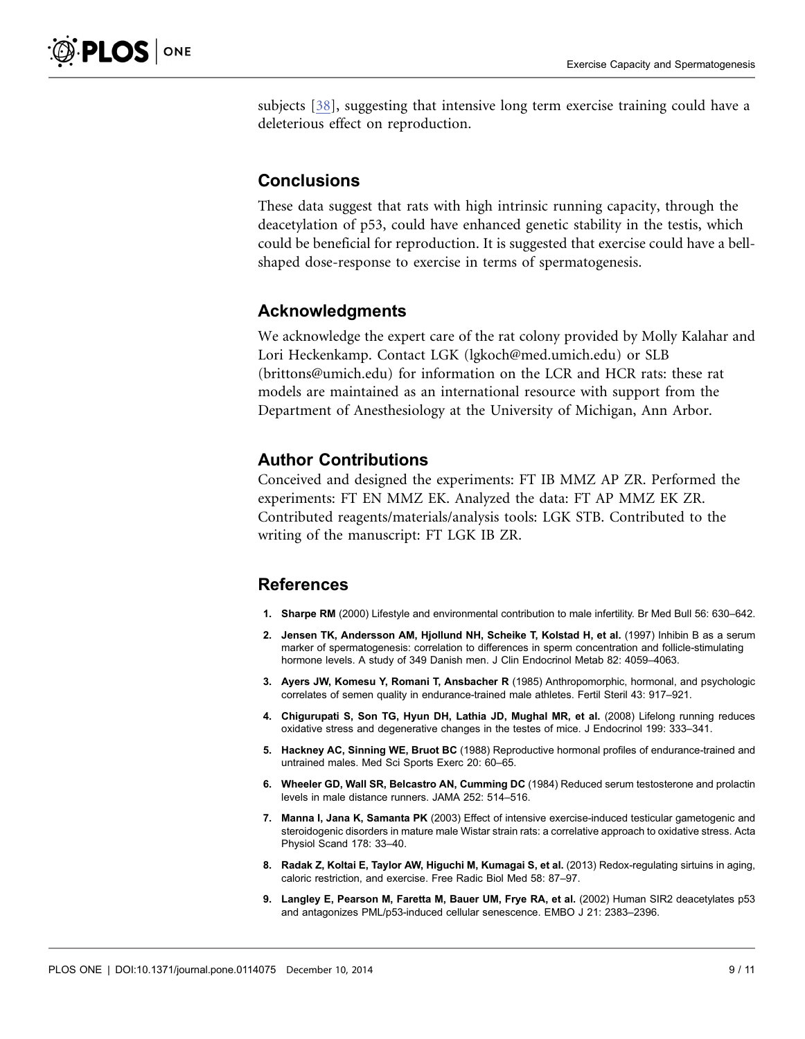subjects [38], suggesting that intensive long term exercise training could have a deleterious effect on reproduction.

## Conclusions

These data suggest that rats with high intrinsic running capacity, through the deacetylation of p53, could have enhanced genetic stability in the testis, which could be beneficial for reproduction. It is suggested that exercise could have a bell-shaped dose-response to exercise in terms of spermatogenesis.

## Acknowledgments

We acknowledge the expert care of the rat colony provided by Molly Kalahar and Lori Heckenkamp. Contact LGK (lgkoch@med.umich.edu) or SLB (brittons@umich.edu) for information on the LCR and HCR rats: these rat models are maintained as an international resource with support from the Department of Anesthesiology at the University of Michigan, Ann Arbor.

## Author Contributions

Conceived and designed the experiments: FT IB MMZ AP ZR. Performed the experiments: FT EN MMZ EK. Analyzed the data: FT AP MMZ EK ZR. Contributed reagents/materials/analysis tools: LGK STB. Contributed to the writing of the manuscript: FT LGK IB ZR.

## References

1. **Sharpe RM** (2000) Lifestyle and environmental contribution to male infertility. Br Med Bull 56: 630–642.
2. **Jensen TK, Andersson AM, Hjollund NH, Scheike T, Kolstad H, et al.** (1997) Inhibin B as a serum marker of spermatogenesis: correlation to differences in sperm concentration and follicle-stimulating hormone levels. A study of 349 Danish men. J Clin Endocrinol Metab 82: 4059–4063.
3. **Ayers JW, Komesu Y, Romani T, Ansbacher R** (1985) Anthropomorphic, hormonal, and psychologic correlates of semen quality in endurance-trained male athletes. Fertil Steril 43: 917–921.
4. **Chigurupati S, Son TG, Hyun DH, Lathia JD, Mughal MR, et al.** (2008) Lifelong running reduces oxidative stress and degenerative changes in the testes of mice. J Endocrinol 199: 333–341.
5. **Hackney AC, Sinning WE, Bruot BC** (1988) Reproductive hormonal profiles of endurance-trained and untrained males. Med Sci Sports Exerc 20: 60–65.
6. **Wheeler GD, Wall SR, Belcastro AN, Cumming DC** (1984) Reduced serum testosterone and prolactin levels in male distance runners. JAMA 252: 514–516.
7. **Manna I, Jana K, Samanta PK** (2003) Effect of intensive exercise-induced testicular gametogenic and steroidogenic disorders in mature male Wistar strain rats: a correlative approach to oxidative stress. Acta Physiol Scand 178: 33–40.
8. **Radak Z, Koltai E, Taylor AW, Higuchi M, Kumagai S, et al.** (2013) Redox-regulating sirtuins in aging, caloric restriction, and exercise. Free Radic Biol Med 58: 87–97.
9. **Langley E, Pearson M, Faretta M, Bauer UM, Frye RA, et al.** (2002) Human SIR2 deacetylates p53 and antagonizes PML/p53-induced cellular senescence. EMBO J 21: 2383–2396.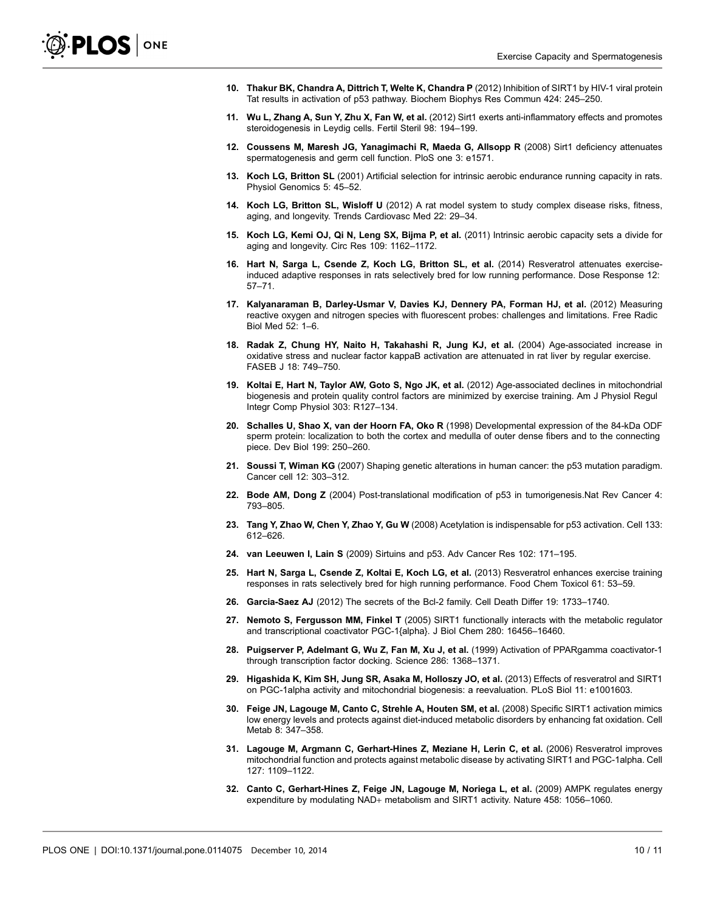10. **Thakur BK, Chandra A, Dittrich T, Welte K, Chandra P** (2012) Inhibition of SIRT1 by HIV-1 viral protein Tat results in activation of p53 pathway. Biochem Biophys Res Commun 424: 245–250.

11. **Wu L, Zhang A, Sun Y, Zhu X, Fan W, et al.** (2012) Sirt1 exerts anti-inflammatory effects and promotes steroidogenesis in Leydig cells. Fertil Steril 98: 194–199.

12. **Coussens M, Maresh JG, Yanagimachi R, Maeda G, Allsopp R** (2008) Sirt1 deficiency attenuates spermatogenesis and germ cell function. PloS one 3: e1571.

13. **Koch LG, Britton SL** (2001) Artificial selection for intrinsic aerobic endurance running capacity in rats. Physiol Genomics 5: 45–52.

14. **Koch LG, Britton SL, Wisloff U** (2012) A rat model system to study complex disease risks, fitness, aging, and longevity. Trends Cardiovasc Med 22: 29–34.

15. **Koch LG, Kemi OJ, Qi N, Leng SX, Bijma P, et al.** (2011) Intrinsic aerobic capacity sets a divide for aging and longevity. Circ Res 109: 1162–1172.

16. **Hart N, Sarga L, Csende Z, Koch LG, Britton SL, et al.** (2014) Resveratrol attenuates exercise-induced adaptive responses in rats selectively bred for low running performance. Dose Response 12: 57–71.

17. **Kalyanaraman B, Darley-Usmar V, Davies KJ, Dennery PA, Forman HJ, et al.** (2012) Measuring reactive oxygen and nitrogen species with fluorescent probes: challenges and limitations. Free Radic Biol Med 52: 1–6.

18. **Radak Z, Chung HY, Naito H, Takahashi R, Jung KJ, et al.** (2004) Age-associated increase in oxidative stress and nuclear factor kappaB activation are attenuated in rat liver by regular exercise. FASEB J 18: 749–750.

19. **Koltai E, Hart N, Taylor AW, Goto S, Ngo JK, et al.** (2012) Age-associated declines in mitochondrial biogenesis and protein quality control factors are minimized by exercise training. Am J Physiol Regul Integr Comp Physiol 303: R127–134.

20. **Schalles U, Shao X, van der Hoorn FA, Oko R** (1998) Developmental expression of the 84-kDa ODF sperm protein: localization to both the cortex and medulla of outer dense fibers and to the connecting piece. Dev Biol 199: 250–260.

21. **Soussi T, Wiman KG** (2007) Shaping genetic alterations in human cancer: the p53 mutation paradigm. Cancer cell 12: 303–312.

22. **Bode AM, Dong Z** (2004) Post-translational modification of p53 in tumorigenesis.Nat Rev Cancer 4: 793–805.

23. **Tang Y, Zhao W, Chen Y, Zhao Y, Gu W** (2008) Acetylation is indispensable for p53 activation. Cell 133: 612–626.

24. **van Leeuwen I, Lain S** (2009) Sirtuins and p53. Adv Cancer Res 102: 171–195.

25. **Hart N, Sarga L, Csende Z, Koltai E, Koch LG, et al.** (2013) Resveratrol enhances exercise training responses in rats selectively bred for high running performance. Food Chem Toxicol 61: 53–59.

26. **Garcia-Saez AJ** (2012) The secrets of the Bcl-2 family. Cell Death Differ 19: 1733–1740.

27. **Nemoto S, Fergusson MM, Finkel T** (2005) SIRT1 functionally interacts with the metabolic regulator and transcriptional coactivator PGC-1{alpha}. J Biol Chem 280: 16456–16460.

28. **Puigserver P, Adelmant G, Wu Z, Fan M, Xu J, et al.** (1999) Activation of PPARgamma coactivator-1 through transcription factor docking. Science 286: 1368–1371.

29. **Higashida K, Kim SH, Jung SR, Asaka M, Holloszy JO, et al.** (2013) Effects of resveratrol and SIRT1 on PGC-1alpha activity and mitochondrial biogenesis: a reevaluation. PLoS Biol 11: e1001603.

30. **Feige JN, Lagouge M, Canto C, Strehle A, Houten SM, et al.** (2008) Specific SIRT1 activation mimics low energy levels and protects against diet-induced metabolic disorders by enhancing fat oxidation. Cell Metab 8: 347–358.

31. **Lagouge M, Argmann C, Gerhart-Hines Z, Meziane H, Lerin C, et al.** (2006) Resveratrol improves mitochondrial function and protects against metabolic disease by activating SIRT1 and PGC-1alpha. Cell 127: 1109–1122.

32. **Canto C, Gerhart-Hines Z, Feige JN, Lagouge M, Noriega L, et al.** (2009) AMPK regulates energy expenditure by modulating NAD+ metabolism and SIRT1 activity. Nature 458: 1056–1060.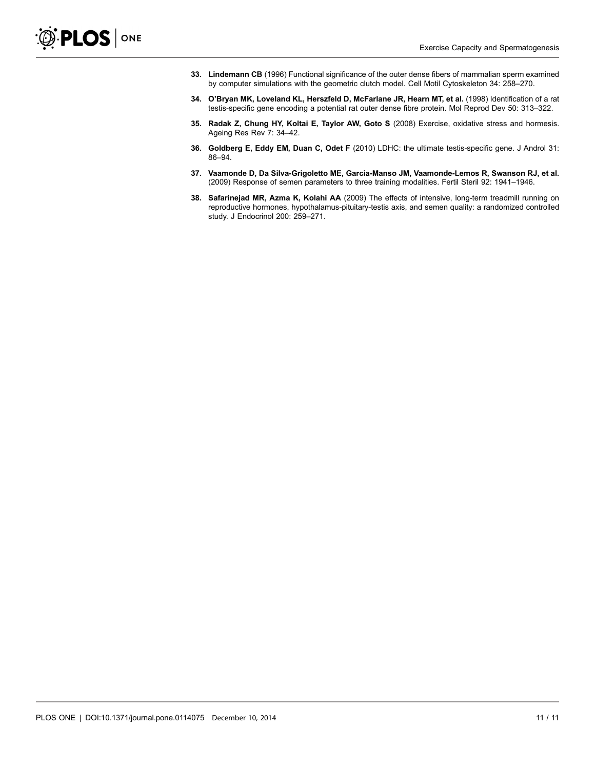33. **Lindemann CB** (1996) Functional significance of the outer dense fibers of mammalian sperm examined by computer simulations with the geometric clutch model. Cell Motil Cytoskeleton 34: 258–270.

34. **O'Bryan MK, Loveland KL, Herszfeld D, McFarlane JR, Hearn MT, et al.** (1998) Identification of a rat testis-specific gene encoding a potential rat outer dense fibre protein. Mol Reprod Dev 50: 313–322.

35. **Radak Z, Chung HY, Koltai E, Taylor AW, Goto S** (2008) Exercise, oxidative stress and hormesis. Ageing Res Rev 7: 34–42.

36. **Goldberg E, Eddy EM, Duan C, Odet F** (2010) LDHC: the ultimate testis-specific gene. J Androl 31: 86–94.

37. **Vaamonde D, Da Silva-Grigoletto ME, Garcia-Manso JM, Vaamonde-Lemos R, Swanson RJ, et al.** (2009) Response of semen parameters to three training modalities. Fertil Steril 92: 1941–1946.

38. **Safarinejad MR, Azma K, Kolahi AA** (2009) The effects of intensive, long-term treadmill running on reproductive hormones, hypothalamus-pituitary-testis axis, and semen quality: a randomized controlled study. J Endocrinol 200: 259–271.